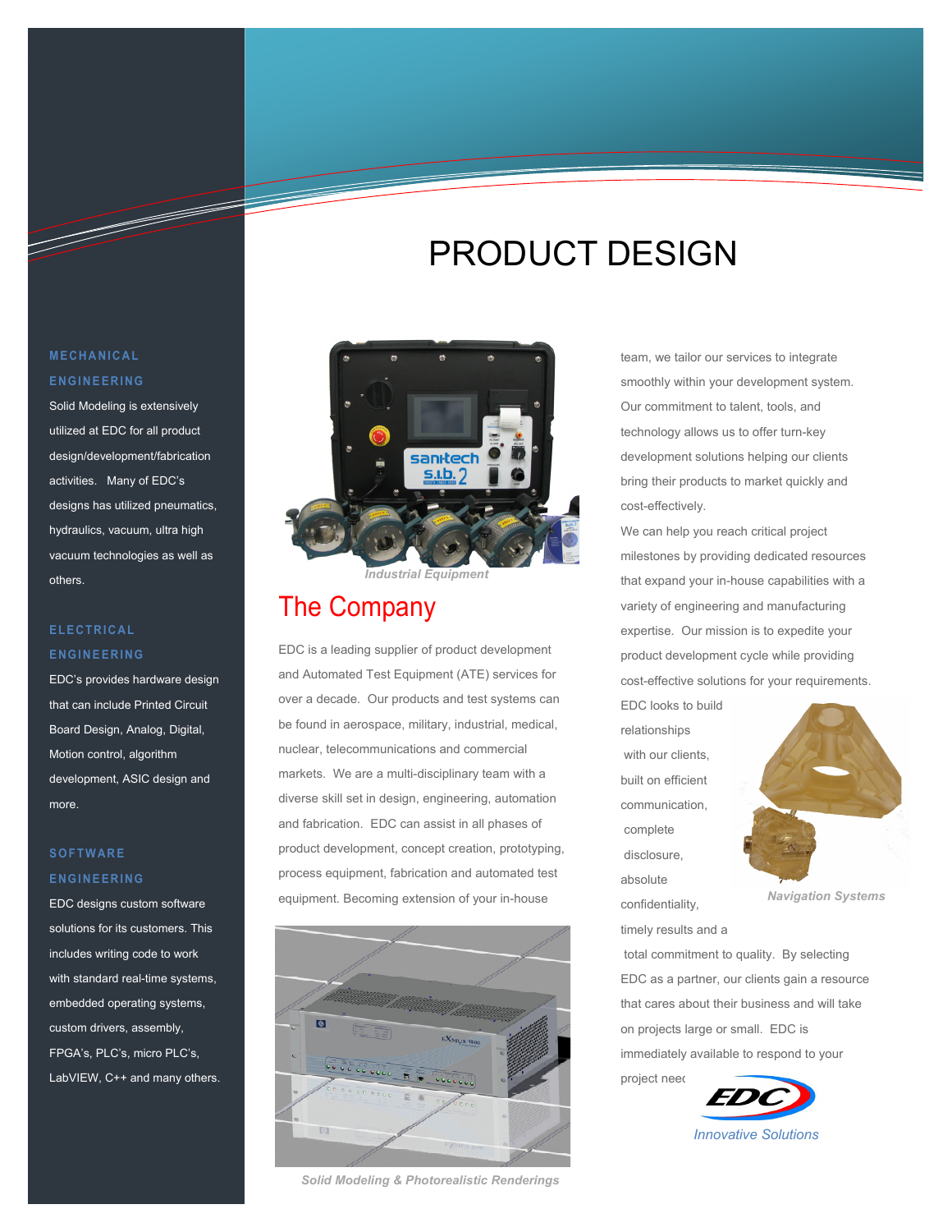# PRODUCT DESIGN

## MECHANICAL ENGINEERING

Solid Modeling is extensively utilized at EDC for all product design/development/fabrication activities. Many of EDC's designs has utilized pneumatics, hydraulics, vacuum, ultra high vacuum technologies as well as others.

## ELECTRICAL ENGINEERING

EDC's provides hardware design that can include Printed Circuit Board Design, Analog, Digital, Motion control, algorithm development, ASIC design and more.

## SOFTWARE ENGINEERING

EDC designs custom software solutions for its customers. This includes writing code to work with standard real-time systems, embedded operating systems, custom drivers, assembly, FPGA's, PLC's, micro PLC's, LabVIEW, C++ and many others.

*Industrial Equipment*

## The Company

EDC is a leading supplier of product development and Automated Test Equipment (ATE) services for over a decade. Our products and test systems can be found in aerospace, military, industrial, medical, nuclear, telecommunications and commercial markets. We are a multi-disciplinary team with a diverse skill set in design, engineering, automation and fabrication. EDC can assist in all phases of product development, concept creation, prototyping, process equipment, fabrication and automated test equipment. Becoming extension of your in-house team, we tailor our services to integrate smoothly within your development system. Our commitment to talent, tools, and technology allows us to offer turn-key development solutions helping our clients bring their products to market quickly and cost-effectively.

*Solid Modeling & Photorealistic Renderings*

We can help you reach critical project milestones by providing dedicated resources that expand your in-house capabilities with a variety of engineering and manufacturing expertise. Our mission is to expedite your product development cycle while providing cost-effective solutions for your requirements.

EDC looks to build relationships with our clients, built on efficient communication, complete disclosure, absolute confidentiality, timely results and a total commitment to quality. By selecting EDC as a partner, our clients gain a resource that cares about their business and will take on projects large or small. EDC is immediately available to respond to your project need

*Navigation Systems*

EDC

*Innovative Solutions*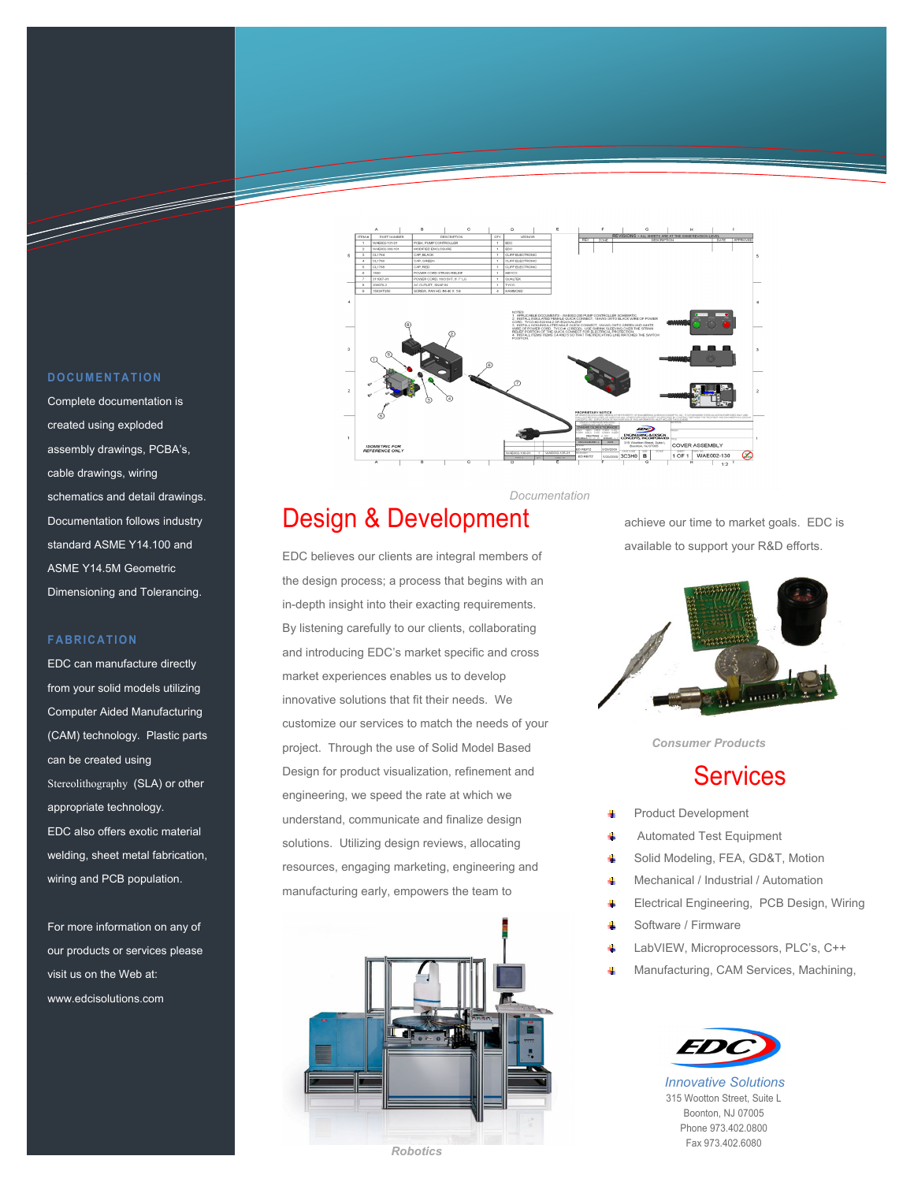## DOCUMENTATION

Complete documentation is created using exploded assembly drawings, PCBA's, cable drawings, wiring schematics and detail drawings. Documentation follows industry standard ASME Y14.100 and ASME Y14.5M Geometric Dimensioning and Tolerancing.

## FABRICATION

EDC can manufacture directly from your solid models utilizing Computer Aided Manufacturing (CAM) technology. Plastic parts can be created using Stereolithography (SLA) or other appropriate technology. EDC also offers exotic material welding, sheet metal fabrication, wiring and PCB population.

For more information on any of our products or services please visit us on the Web at: www.edcisolutions.com

*Documentation*

# Design & Development

EDC believes our clients are integral members of the design process; a process that begins with an in-depth insight into their exacting requirements. By listening carefully to our clients, collaborating and introducing EDC's market specific and cross market experiences enables us to develop innovative solutions that fit their needs. We customize our services to match the needs of your project. Through the use of Solid Model Based Design for product visualization, refinement and engineering, we speed the rate at which we understand, communicate and finalize design solutions. Utilizing design reviews, allocating resources, engaging marketing, engineering and manufacturing early, empowers the team to achieve our time to market goals. EDC is available to support your R&D efforts.

*Robotics*

*Consumer Products*

# Services

- Product Development
- Automated Test Equipment
- Solid Modeling, FEA, GD&T, Motion
- Mechanical / Industrial / Automation
- Electrical Engineering, PCB Design, Wiring
- Software / Firmware
- LabVIEW, Microprocessors, PLC's, C++
- Manufacturing, CAM Services, Machining,

EDC

*Innovative Solutions*

315 Wootton Street, Suite L
Boonton, NJ 07005
Phone 973.402.0800
Fax 973.402.6080